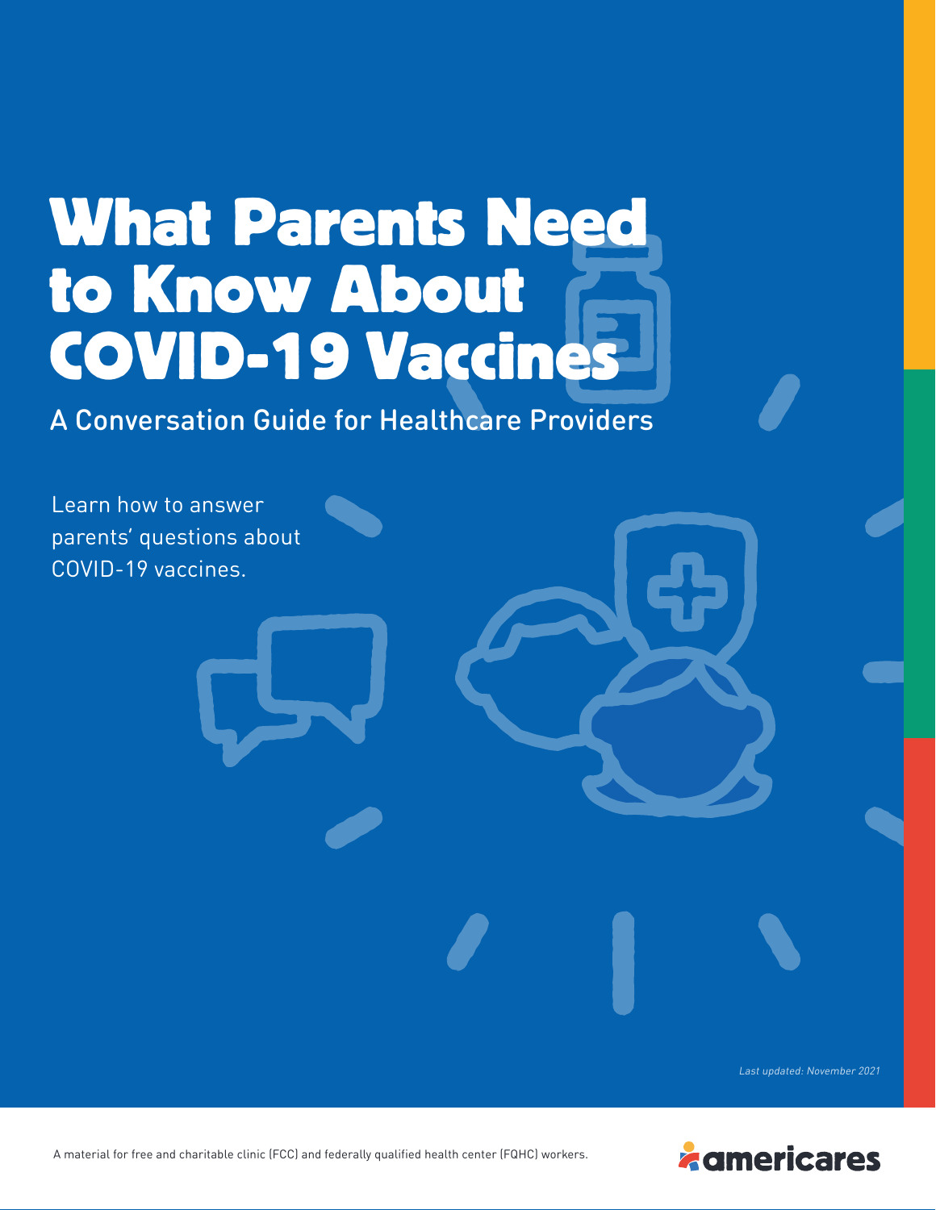# What Parents Need to Know About COVID-19 Vaccines

## A Conversation Guide for Healthcare Providers

Learn how to answer parents' questions about COVID-19 vaccines.

*Last updated: November 2021*

A material for free and charitable clinic (FCC) and federally qualified health center (FQHC) workers.

americares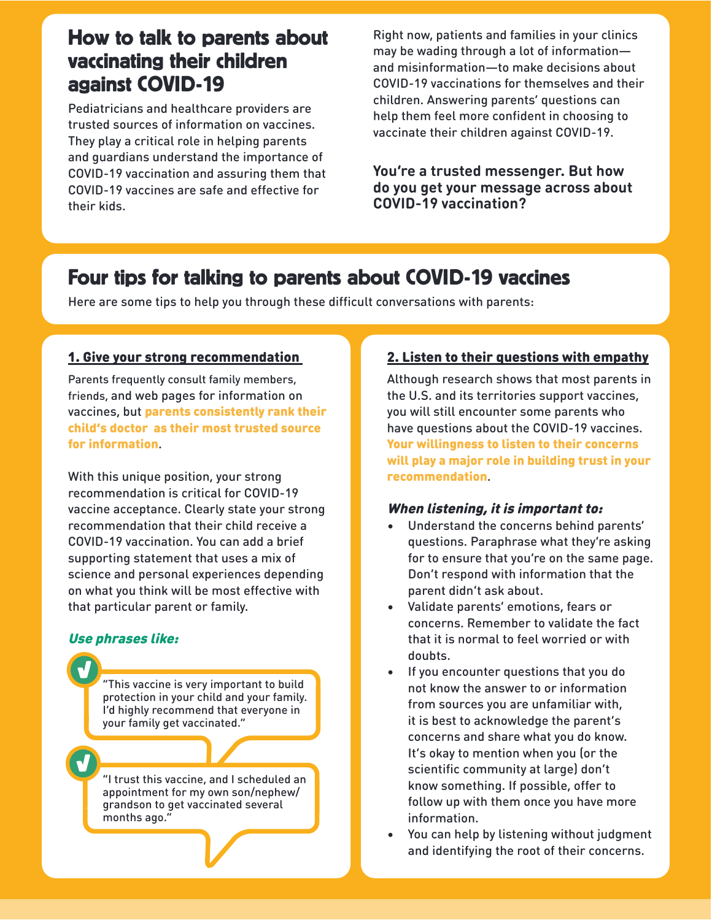## How to talk to parents about vaccinating their children against COVID-19

Pediatricians and healthcare providers are trusted sources of information on vaccines. They play a critical role in helping parents and guardians understand the importance of COVID-19 vaccination and assuring them that COVID-19 vaccines are safe and effective for their kids.

Right now, patients and families in your clinics may be wading through a lot of information—and misinformation—to make decisions about COVID-19 vaccinations for themselves and their children. Answering parents' questions can help them feel more confident in choosing to vaccinate their children against COVID-19.

**You're a trusted messenger. But how do you get your message across about COVID-19 vaccination?**

## Four tips for talking to parents about COVID-19 vaccines

Here are some tips to help you through these difficult conversations with parents:

### 1. Give your strong recommendation

Parents frequently consult family members, friends, and web pages for information on vaccines, but **parents consistently rank their child's doctor as their most trusted source for information**.

With this unique position, your strong recommendation is critical for COVID-19 vaccine acceptance. Clearly state your strong recommendation that their child receive a COVID-19 vaccination. You can add a brief supporting statement that uses a mix of science and personal experiences depending on what you think will be most effective with that particular parent or family.

***Use phrases like:***

- "This vaccine is very important to build protection in your child and your family. I'd highly recommend that everyone in your family get vaccinated."
- "I trust this vaccine, and I scheduled an appointment for my own son/nephew/grandson to get vaccinated several months ago."

### 2. Listen to their questions with empathy

Although research shows that most parents in the U.S. and its territories support vaccines, you will still encounter some parents who have questions about the COVID-19 vaccines. **Your willingness to listen to their concerns will play a major role in building trust in your recommendation**.

***When listening, it is important to:***

- Understand the concerns behind parents' questions. Paraphrase what they're asking for to ensure that you're on the same page. Don't respond with information that the parent didn't ask about.
- Validate parents' emotions, fears or concerns. Remember to validate the fact that it is normal to feel worried or with doubts.
- If you encounter questions that you do not know the answer to or information from sources you are unfamiliar with, it is best to acknowledge the parent's concerns and share what you do know. It's okay to mention when you (or the scientific community at large) don't know something. If possible, offer to follow up with them once you have more information.
- You can help by listening without judgment and identifying the root of their concerns.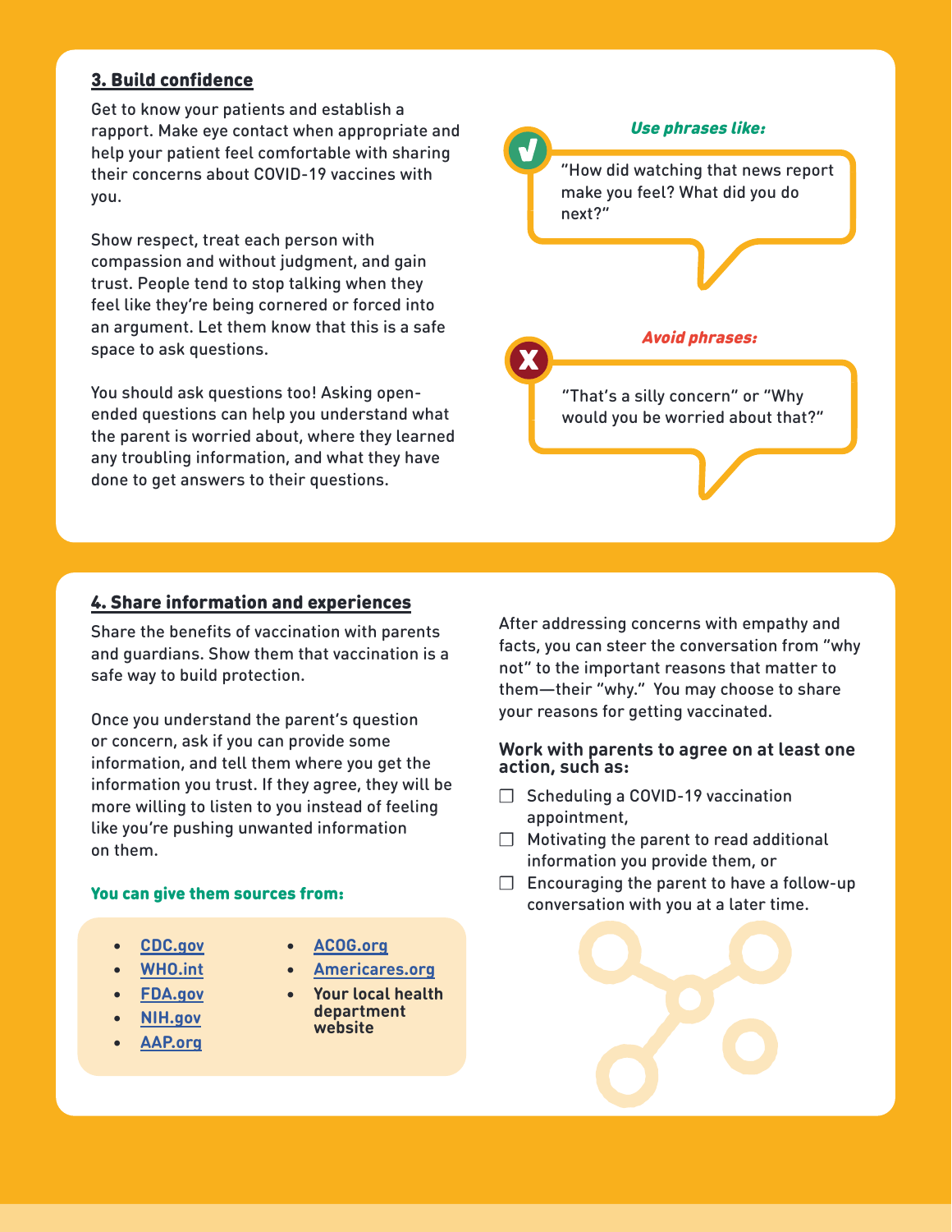## 3. Build confidence

Get to know your patients and establish a rapport. Make eye contact when appropriate and help your patient feel comfortable with sharing their concerns about COVID-19 vaccines with you.

Show respect, treat each person with compassion and without judgment, and gain trust. People tend to stop talking when they feel like they're being cornered or forced into an argument. Let them know that this is a safe space to ask questions.

You should ask questions too! Asking open-ended questions can help you understand what the parent is worried about, where they learned any troubling information, and what they have done to get answers to their questions.

***Use phrases like:***

"How did watching that news report make you feel? What did you do next?"

***Avoid phrases:***

"That's a silly concern" or "Why would you be worried about that?"

## 4. Share information and experiences

Share the benefits of vaccination with parents and guardians. Show them that vaccination is a safe way to build protection.

Once you understand the parent's question or concern, ask if you can provide some information, and tell them where you get the information you trust. If they agree, they will be more willing to listen to you instead of feeling like you're pushing unwanted information on them.

**You can give them sources from:**

- CDC.gov
- WHO.int
- FDA.gov
- NIH.gov
- AAP.org
- ACOG.org
- Americares.org
- **Your local health department website**

After addressing concerns with empathy and facts, you can steer the conversation from "why not" to the important reasons that matter to them—their "why." You may choose to share your reasons for getting vaccinated.

**Work with parents to agree on at least one action, such as:**

- ☐ Scheduling a COVID-19 vaccination appointment,
- ☐ Motivating the parent to read additional information you provide them, or
- ☐ Encouraging the parent to have a follow-up conversation with you at a later time.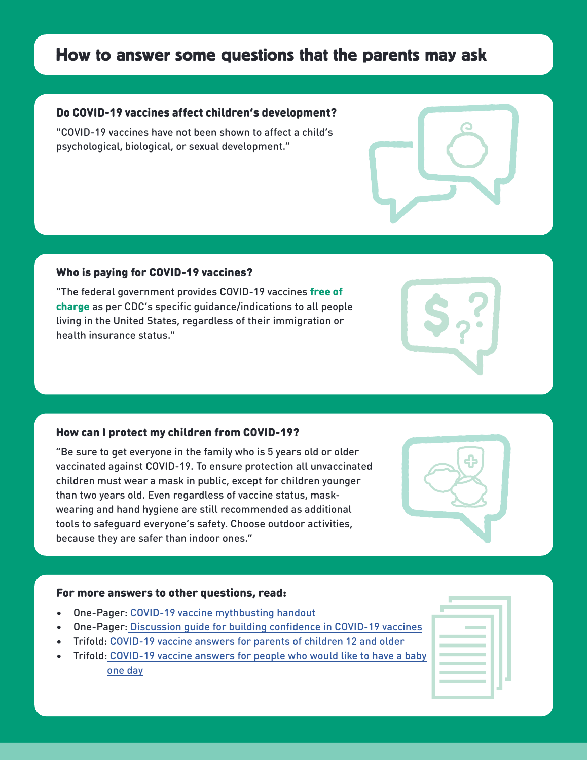## How to answer some questions that the parents may ask

### Do COVID-19 vaccines affect children's development?

"COVID-19 vaccines have not been shown to affect a child's psychological, biological, or sexual development."

### Who is paying for COVID-19 vaccines?

"The federal government provides COVID-19 vaccines **free of charge** as per CDC's specific guidance/indications to all people living in the United States, regardless of their immigration or health insurance status."

### How can I protect my children from COVID-19?

"Be sure to get everyone in the family who is 5 years old or older vaccinated against COVID-19. To ensure protection all unvaccinated children must wear a mask in public, except for children younger than two years old. Even regardless of vaccine status, mask-wearing and hand hygiene are still recommended as additional tools to safeguard everyone's safety. Choose outdoor activities, because they are safer than indoor ones."

### For more answers to other questions, read:

- One-Pager: COVID-19 vaccine mythbusting handout
- One-Pager: Discussion guide for building confidence in COVID-19 vaccines
- Trifold: COVID-19 vaccine answers for parents of children 12 and older
- Trifold: COVID-19 vaccine answers for people who would like to have a baby one day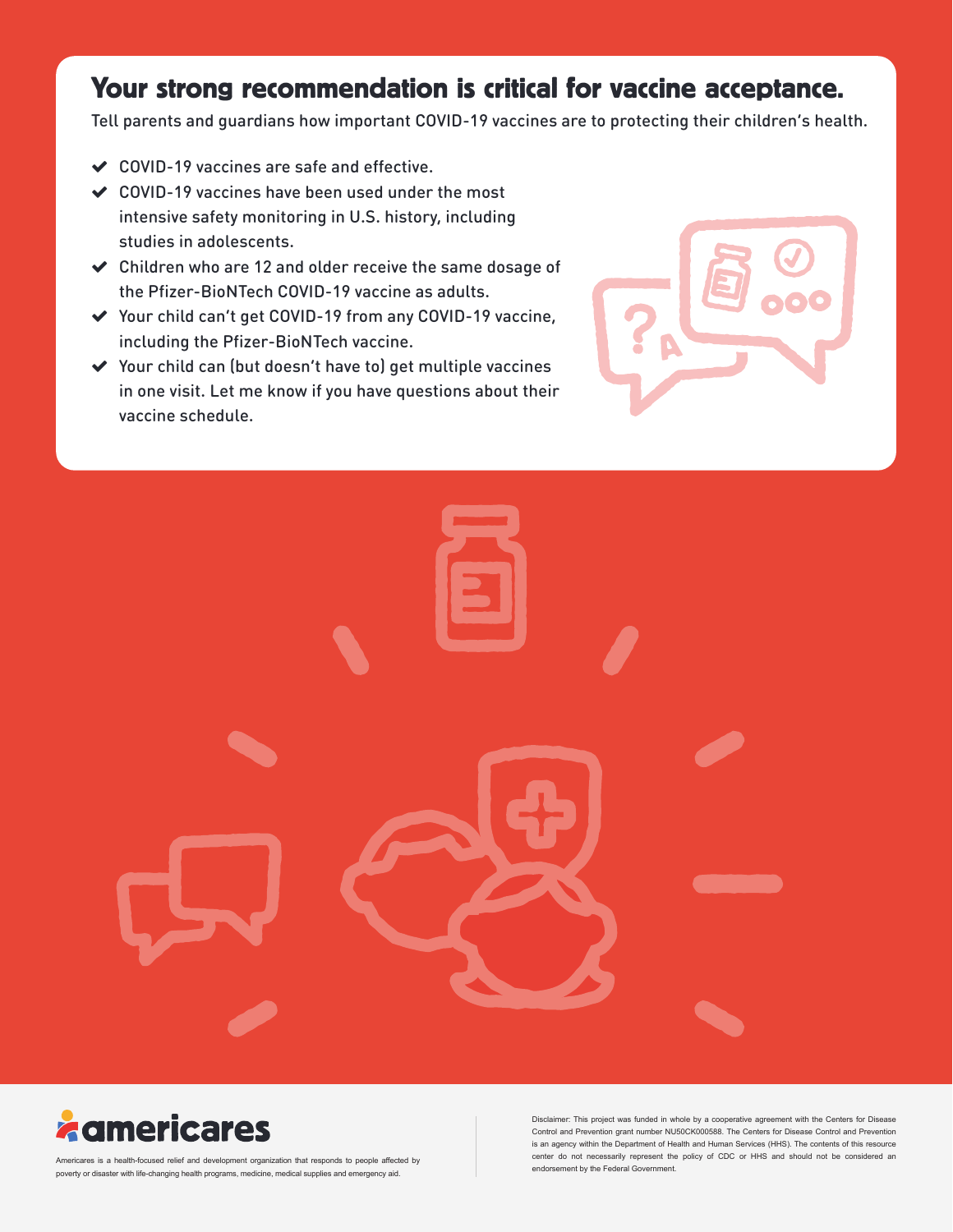# Your strong recommendation is critical for vaccine acceptance.

Tell parents and guardians how important COVID-19 vaccines are to protecting their children's health.

- COVID-19 vaccines are safe and effective.
- COVID-19 vaccines have been used under the most intensive safety monitoring in U.S. history, including studies in adolescents.
- Children who are 12 and older receive the same dosage of the Pfizer-BioNTech COVID-19 vaccine as adults.
- Your child can't get COVID-19 from any COVID-19 vaccine, including the Pfizer-BioNTech vaccine.
- Your child can (but doesn't have to) get multiple vaccines in one visit. Let me know if you have questions about their vaccine schedule.

americares

Americares is a health-focused relief and development organization that responds to people affected by poverty or disaster with life-changing health programs, medicine, medical supplies and emergency aid.

Disclaimer: This project was funded in whole by a cooperative agreement with the Centers for Disease Control and Prevention grant number NU50CK000588. The Centers for Disease Control and Prevention is an agency within the Department of Health and Human Services (HHS). The contents of this resource center do not necessarily represent the policy of CDC or HHS and should not be considered an endorsement by the Federal Government.